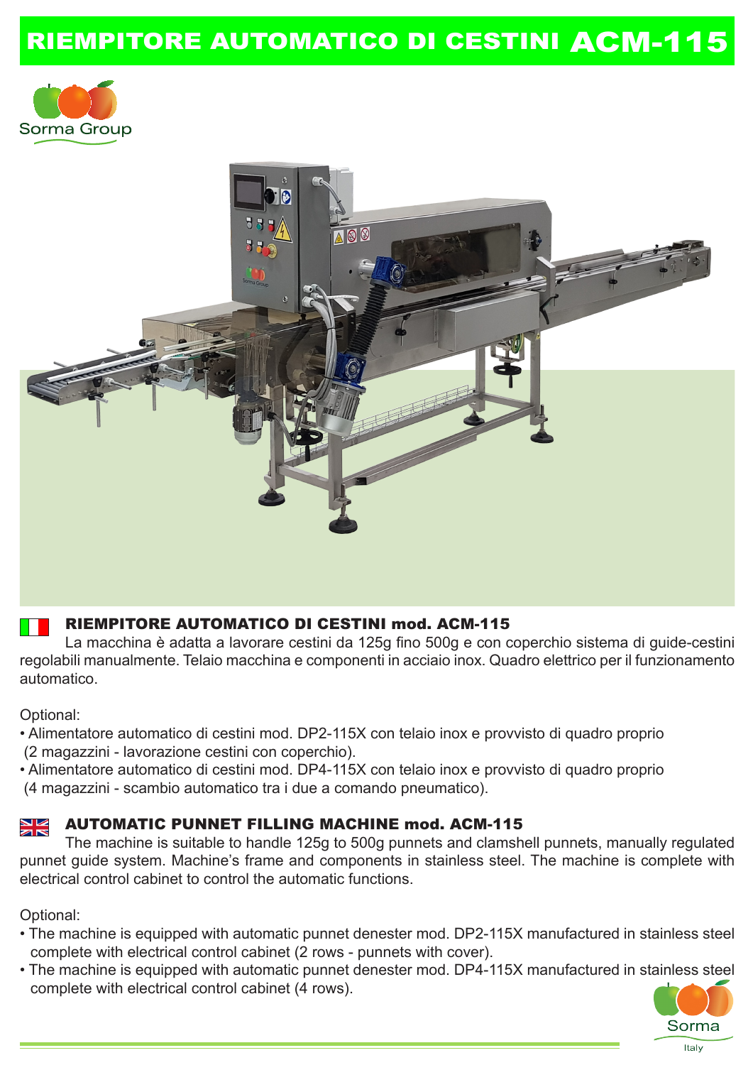# RIEMPITORE AUTOMATICO DI CESTINI ACM-115

Sorma Group

## RIEMPITORE AUTOMATICO DI CESTINI mod. ACM-115

La macchina è adatta a lavorare cestini da 125g fino 500g e con coperchio sistema di guide-cestini regolabili manualmente. Telaio macchina e componenti in acciaio inox. Quadro elettrico per il funzionamento automatico.

Optional:

- Alimentatore automatico di cestini mod. DP2-115X con telaio inox e provvisto di quadro proprio (2 magazzini - lavorazione cestini con coperchio).
- Alimentatore automatico di cestini mod. DP4-115X con telaio inox e provvisto di quadro proprio (4 magazzini - scambio automatico tra i due a comando pneumatico).

## AUTOMATIC PUNNET FILLING MACHINE mod. ACM-115

The machine is suitable to handle 125g to 500g punnets and clamshell punnets, manually regulated punnet guide system. Machine's frame and components in stainless steel. The machine is complete with electrical control cabinet to control the automatic functions.

Optional:

- The machine is equipped with automatic punnet denester mod. DP2-115X manufactured in stainless steel complete with electrical control cabinet (2 rows - punnets with cover).
- The machine is equipped with automatic punnet denester mod. DP4-115X manufactured in stainless steel complete with electrical control cabinet (4 rows).

Sorma Italy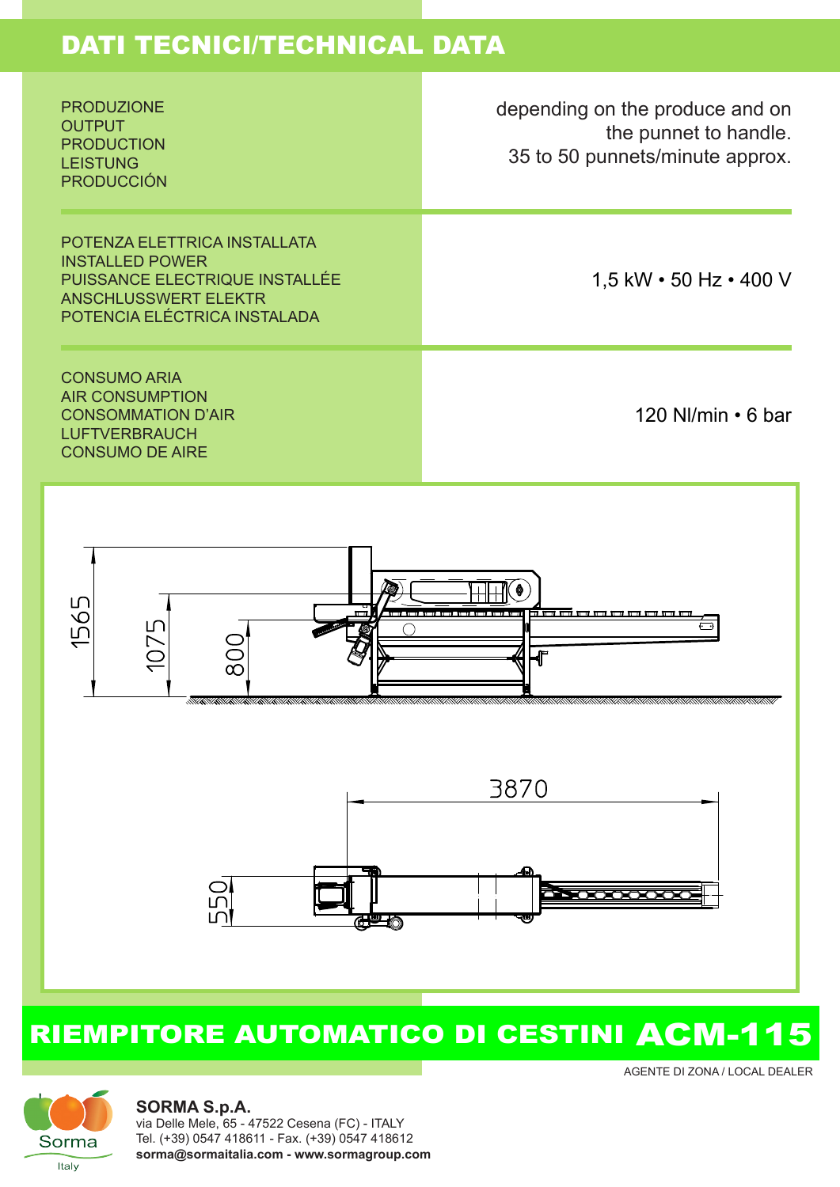# DATI TECNICI/TECHNICAL DATA

| | |
|---|---|
| PRODUZIONE<br>OUTPUT<br>PRODUCTION<br>LEISTUNG<br>PRODUCCIÓN | depending on the produce and on the punnet to handle.<br>35 to 50 punnets/minute approx. |
| POTENZA ELETTRICA INSTALLATA<br>INSTALLED POWER<br>PUISSANCE ELECTRIQUE INSTALLÉE<br>ANSCHLUSSWERT ELEKTR<br>POTENCIA ELÉCTRICA INSTALADA | 1,5 kW • 50 Hz • 400 V |
| CONSUMO ARIA<br>AIR CONSUMPTION<br>CONSOMMATION D'AIR<br>LUFTVERBRAUCH<br>CONSUMO DE AIRE | 120 Nl/min • 6 bar |

1565
1075
800
3870
550

# RIEMPITORE AUTOMATICO DI CESTINI ACM-115

AGENTE DI ZONA / LOCAL DEALER

Sorma
Italy

**SORMA S.p.A.**
via Delle Mele, 65 - 47522 Cesena (FC) - ITALY
Tel. (+39) 0547 418611 - Fax. (+39) 0547 418612
**sorma@sormaitalia.com - www.sormagroup.com**